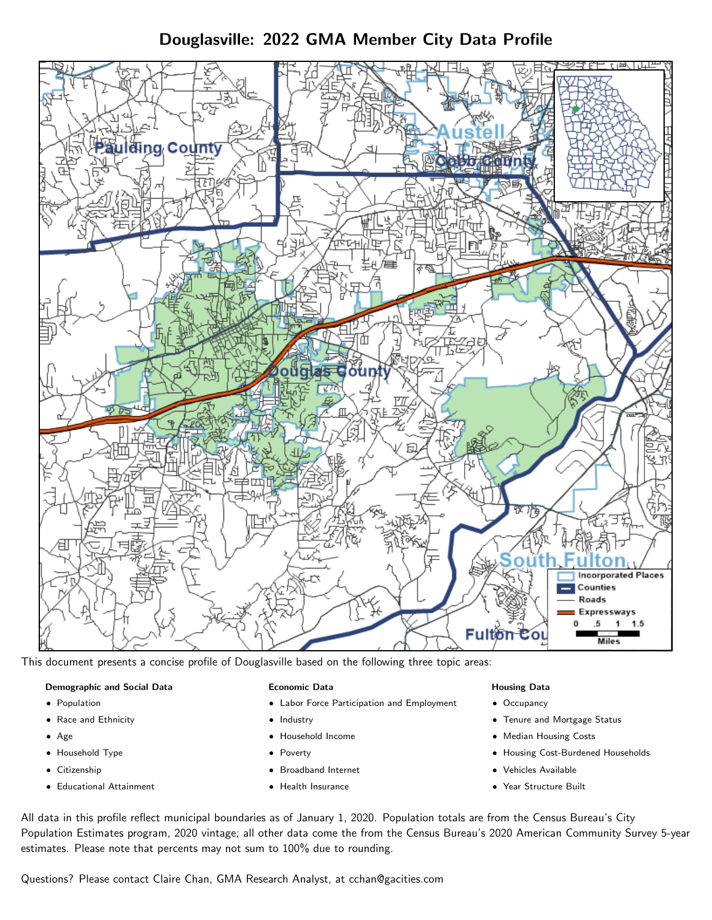# Douglasville: 2022 GMA Member City Data Profile

This document presents a concise profile of Douglasville based on the following three topic areas:

**Demographic and Social Data**

- Population
- Race and Ethnicity
- Age
- Household Type
- Citizenship
- Educational Attainment

**Economic Data**

- Labor Force Participation and Employment
- Industry
- Household Income
- Poverty
- Broadband Internet
- Health Insurance

**Housing Data**

- Occupancy
- Tenure and Mortgage Status
- Median Housing Costs
- Housing Cost-Burdened Households
- Vehicles Available
- Year Structure Built

All data in this profile reflect municipal boundaries as of January 1, 2020. Population totals are from the Census Bureau's City Population Estimates program, 2020 vintage; all other data come the from the Census Bureau's 2020 American Community Survey 5-year estimates. Please note that percents may not sum to 100% due to rounding.

Questions? Please contact Claire Chan, GMA Research Analyst, at cchan@gacities.com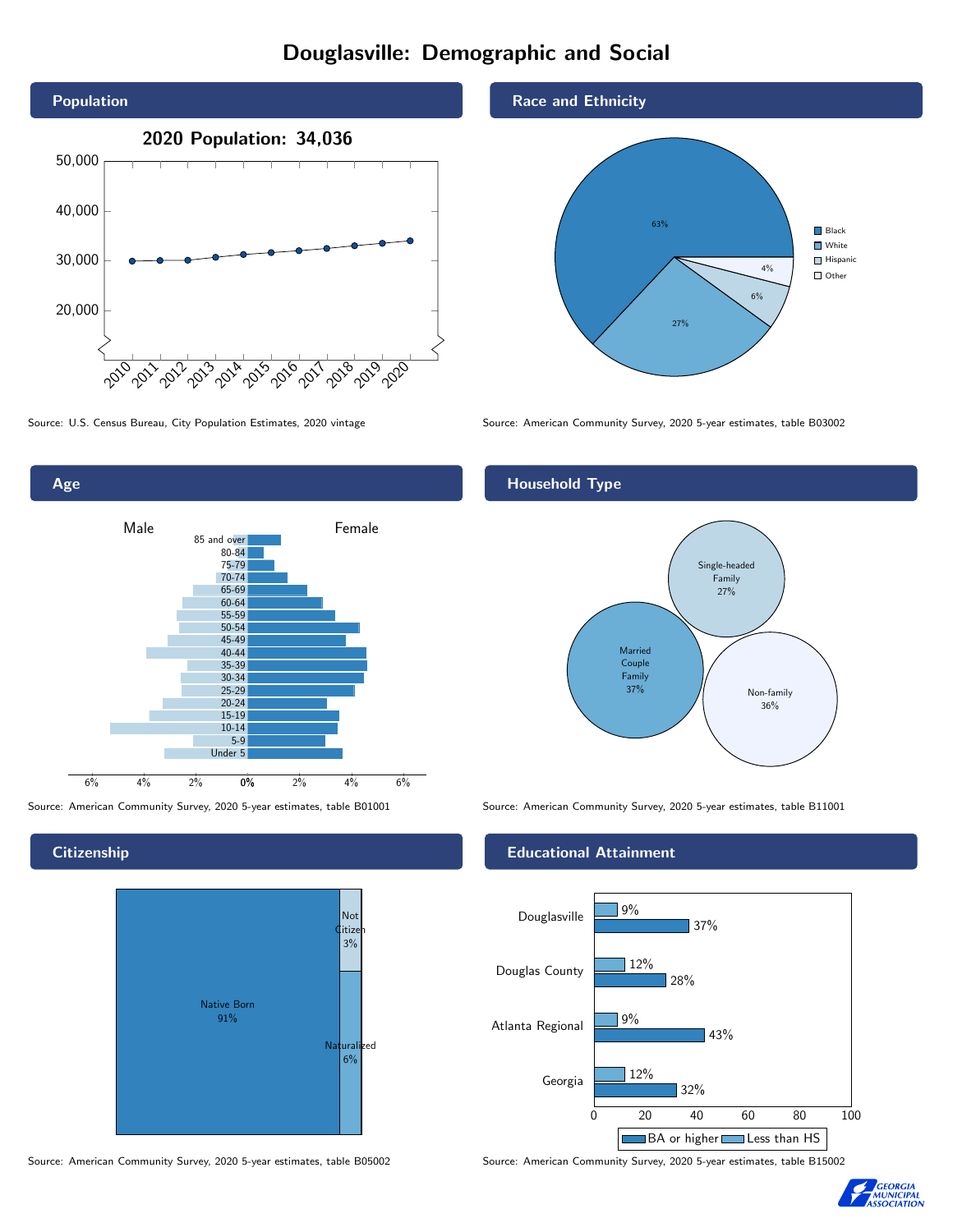# Douglasville: Demographic and Social

## Population

2020 Population: 34,036

50,000
40,000
30,000
20,000

2010 2011 2012 2013 2014 2015 2016 2017 2018 2019 2020

Source: U.S. Census Bureau, City Population Estimates, 2020 vintage

## Race and Ethnicity

63%
27%
6%
4%

Black
White
Hispanic
Other

Source: American Community Survey, 2020 5-year estimates, table B03002

## Age

Male
Female

85 and over
80-84
75-79
70-74
65-69
60-64
55-59
50-54
45-49
40-44
35-39
30-34
25-29
20-24
15-19
10-14
5-9
Under 5

6% 4% 2% 0% 2% 4% 6%

Source: American Community Survey, 2020 5-year estimates, table B01001

## Household Type

Single-headed Family 27%

Married Couple Family 37%

Non-family 36%

Source: American Community Survey, 2020 5-year estimates, table B11001

## Citizenship

Native Born 91%

Not Citizen 3%

Naturalized 6%

Source: American Community Survey, 2020 5-year estimates, table B05002

## Educational Attainment

Douglasville
9%
37%

Douglas County
12%
28%

Atlanta Regional
9%
43%

Georgia
12%
32%

0 20 40 60 80 100

BA or higher
Less than HS

Source: American Community Survey, 2020 5-year estimates, table B15002

GEORGIA MUNICIPAL ASSOCIATION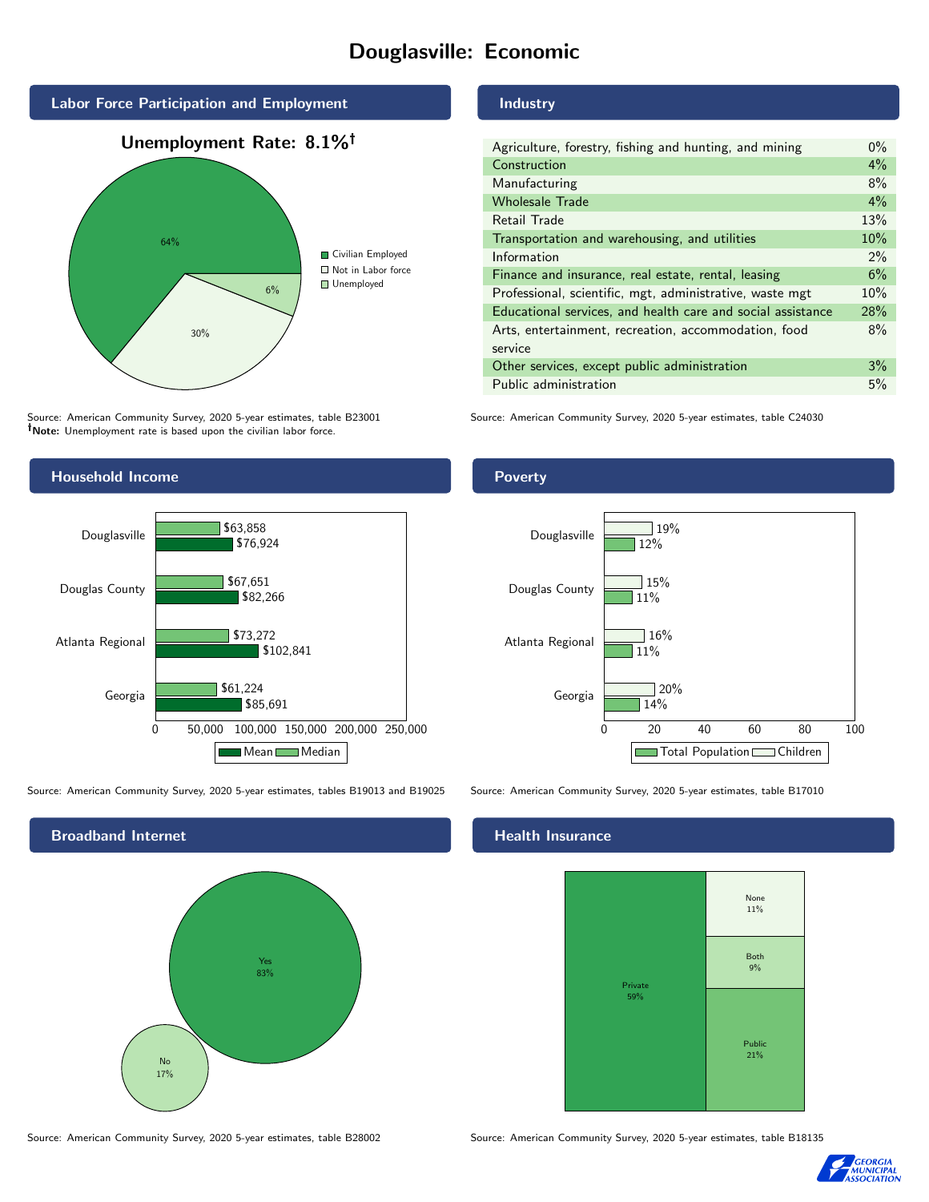# Douglasville: Economic

## Labor Force Participation and Employment

**Unemployment Rate: 8.1%†**

64%
30%
6%

Civilian Employed
Not in Labor force
Unemployed

Source: American Community Survey, 2020 5-year estimates, table B23001
**†Note:** Unemployment rate is based upon the civilian labor force.

## Industry

| | |
|---|---|
| Agriculture, forestry, fishing and hunting, and mining | 0% |
| Construction | 4% |
| Manufacturing | 8% |
| Wholesale Trade | 4% |
| Retail Trade | 13% |
| Transportation and warehousing, and utilities | 10% |
| Information | 2% |
| Finance and insurance, real estate, rental, leasing | 6% |
| Professional, scientific, mgt, administrative, waste mgt | 10% |
| Educational services, and health care and social assistance | 28% |
| Arts, entertainment, recreation, accommodation, food service | 8% |
| Other services, except public administration | 3% |
| Public administration | 5% |

Source: American Community Survey, 2020 5-year estimates, table C24030

## Household Income

Douglasville
$63,858
$76,924

Douglas County
$67,651
$82,266

Atlanta Regional
$73,272
$102,841

Georgia
$61,224
$85,691

0 50,000 100,000 150,000 200,000 250,000

Mean Median

Source: American Community Survey, 2020 5-year estimates, tables B19013 and B19025

## Poverty

Douglasville
19%
12%

Douglas County
15%
11%

Atlanta Regional
16%
11%

Georgia
20%
14%

0 20 40 60 80 100

Total Population Children

Source: American Community Survey, 2020 5-year estimates, table B17010

## Broadband Internet

Yes
83%

No
17%

Source: American Community Survey, 2020 5-year estimates, table B28002

## Health Insurance

Private
59%

None
11%

Both
9%

Public
21%

Source: American Community Survey, 2020 5-year estimates, table B18135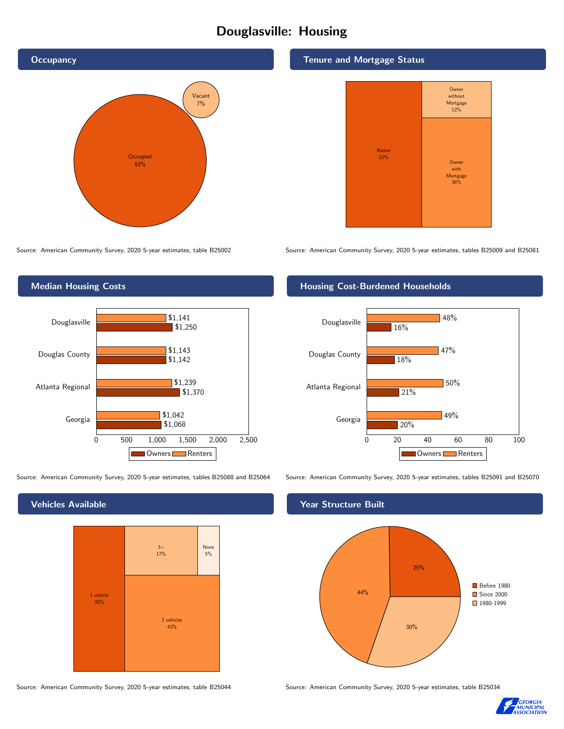# Douglasville: Housing

## Occupancy

Vacant
7%

Occupied
93%

Source: American Community Survey, 2020 5-year estimates, table B25002

## Tenure and Mortgage Status

Owner without Mortgage
12%

Renter
52%

Owner with Mortgage
36%

Source: American Community Survey, 2020 5-year estimates, tables B25009 and B25081

## Median Housing Costs

Douglasville
$1,141
$1,250

Douglas County
$1,143
$1,142

Atlanta Regional
$1,239
$1,370

Georgia
$1,042
$1,068

0 500 1,000 1,500 2,000 2,500

Owners Renters

Source: American Community Survey, 2020 5-year estimates, tables B25088 and B25064

## Housing Cost-Burdened Households

Douglasville
48%
16%

Douglas County
47%
18%

Atlanta Regional
50%
21%

Georgia
49%
20%

0 20 40 60 80 100

Owners Renters

Source: American Community Survey, 2020 5-year estimates, tables B25091 and B25070

## Vehicles Available

1 vehicle
35%

3+
17%

None
5%

2 vehicles
43%

Source: American Community Survey, 2020 5-year estimates, table B25044

## Year Structure Built

25%

44%

30%

Before 1980
Since 2000
1980-1999

Source: American Community Survey, 2020 5-year estimates, table B25034